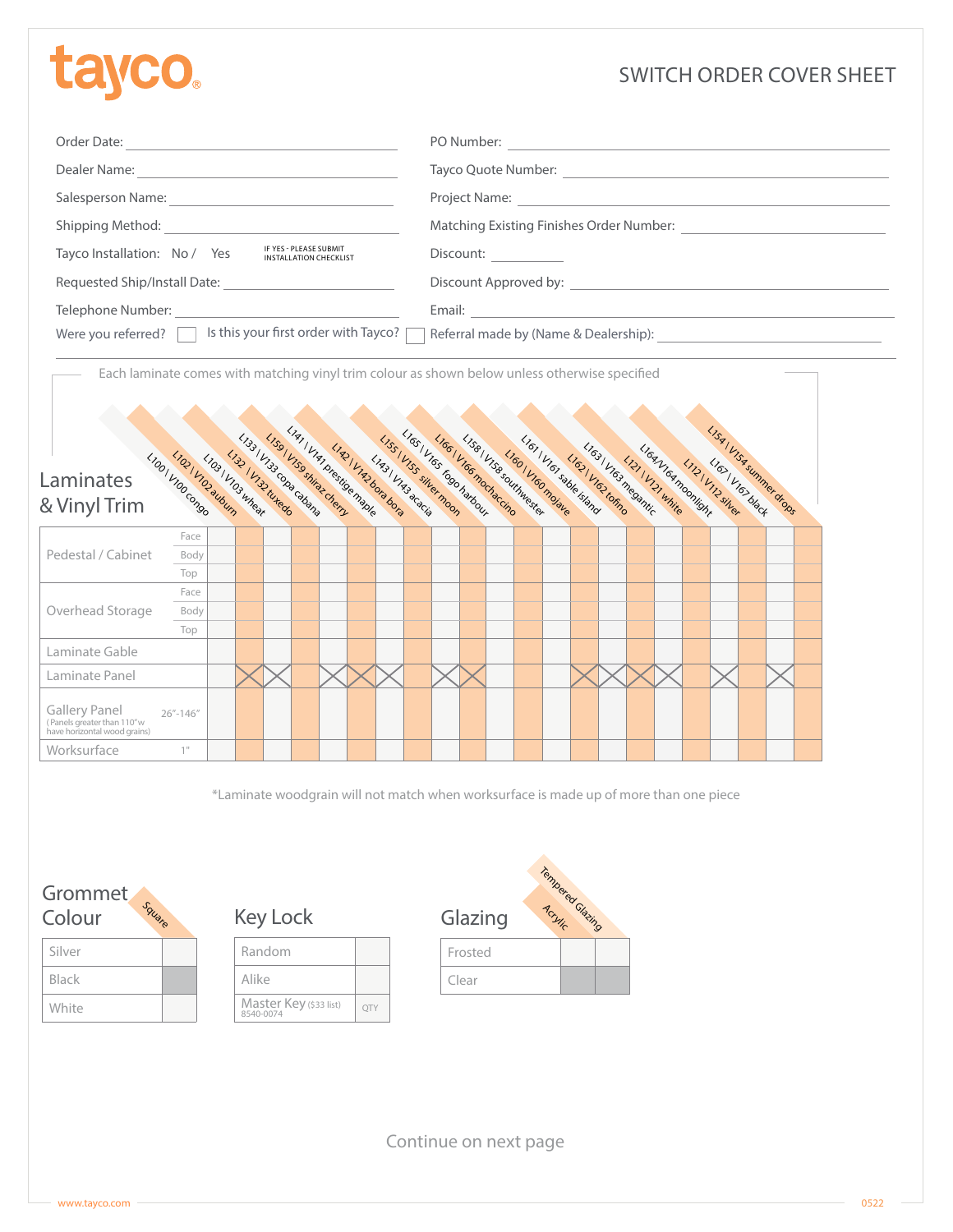# tayco®

## SWITCH ORDER COVER SHEET

Order Date: ______________________________

Dealer Name: ______________________________

Salesperson Name: ______________________________

Shipping Method: ______________________________

Tayco Installation: No / Yes — IF YES - PLEASE SUBMIT INSTALLATION CHECKLIST

Requested Ship/Install Date: ______________________________

Telephone Number: ______________________________

Were you referred? ☐

Is this your first order with Tayco? ☐

PO Number: ______________________________

Tayco Quote Number: ______________________________

Project Name: ______________________________

Matching Existing Finishes Order Number: ______________________________

Discount: ______________

Discount Approved by: ______________________________

Email: ______________________________

Referral made by (Name & Dealership): ______________________________

---

Each laminate comes with matching vinyl trim colour as shown below unless otherwise specified

## Laminates & Vinyl Trim

| Laminates & Vinyl Trim | | | L100 \| V100 congo | L102 \| V102 auburn | L103 \| V103 wheat | L132 \| V132 tuxedo | L133 \| V133 copa cabana | L159 \| V159 shiraz cherry | L141 \| V141 prestige maple | L142 \| V142 bora bora | L143 \| V143 acacia | L155 \| V155 silver moon | L165 \| V165 fogo harbour | L166 \| V166 mochaccino | L158 \| V158 southwester | L160 \| V160 mojave | L161 \| V161 sable island | L162 \| V162 tofino | L163 \| V163 megantic | L121 \| V121 white | L164/V164 moonlight | L112 \| V112 silver | L167 \| V167 black | L154 \| V154 summer drops |
|---|---|---|---|---|---|---|---|---|---|---|---|---|---|---|---|---|---|---|---|---|---|---|---|---|
| Pedestal / Cabinet | Face | | | | | | | | | | | | | | | | | | | | | | | |
| | Body | | | | | | | | | | | | | | | | | | | | | | | |
| | Top | | | | | | | | | | | | | | | | | | | | | | | |
| Overhead Storage | Face | | | | | | | | | | | | | | | | | | | | | | | |
| | Body | | | | | | | | | | | | | | | | | | | | | | | |
| | Top | | | | | | | | | | | | | | | | | | | | | | | |
| Laminate Gable | | | | | | | | | | | | | | | | | | | | | | | | |
| Laminate Panel | | | | X | X | | X | X | X | | X | X | | | | X | X | X | X | | X | | X | |
| Gallery Panel (Panels greater than 110"w have horizontal wood grains) | | 26"-146" | | | | | | | | | | | | | | | | | | | | | | |
| Worksurface | | 1" | | | | | | | | | | | | | | | | | | | | | | |

*Laminate woodgrain will not match when worksurface is made up of more than one piece

## Grommet Colour

| | Square |
|---|---|
| Silver | |
| Black | |
| White | |

## Key Lock

| | |
|---|---|
| Random | |
| Alike | |
| Master Key ($33 list) 8540-0074 | QTY |

## Glazing

| | Acrylic | Tempered Glazing |
|---|---|---|
| Frosted | | |
| Clear | | |

Continue on next page

www.tayco.com

0522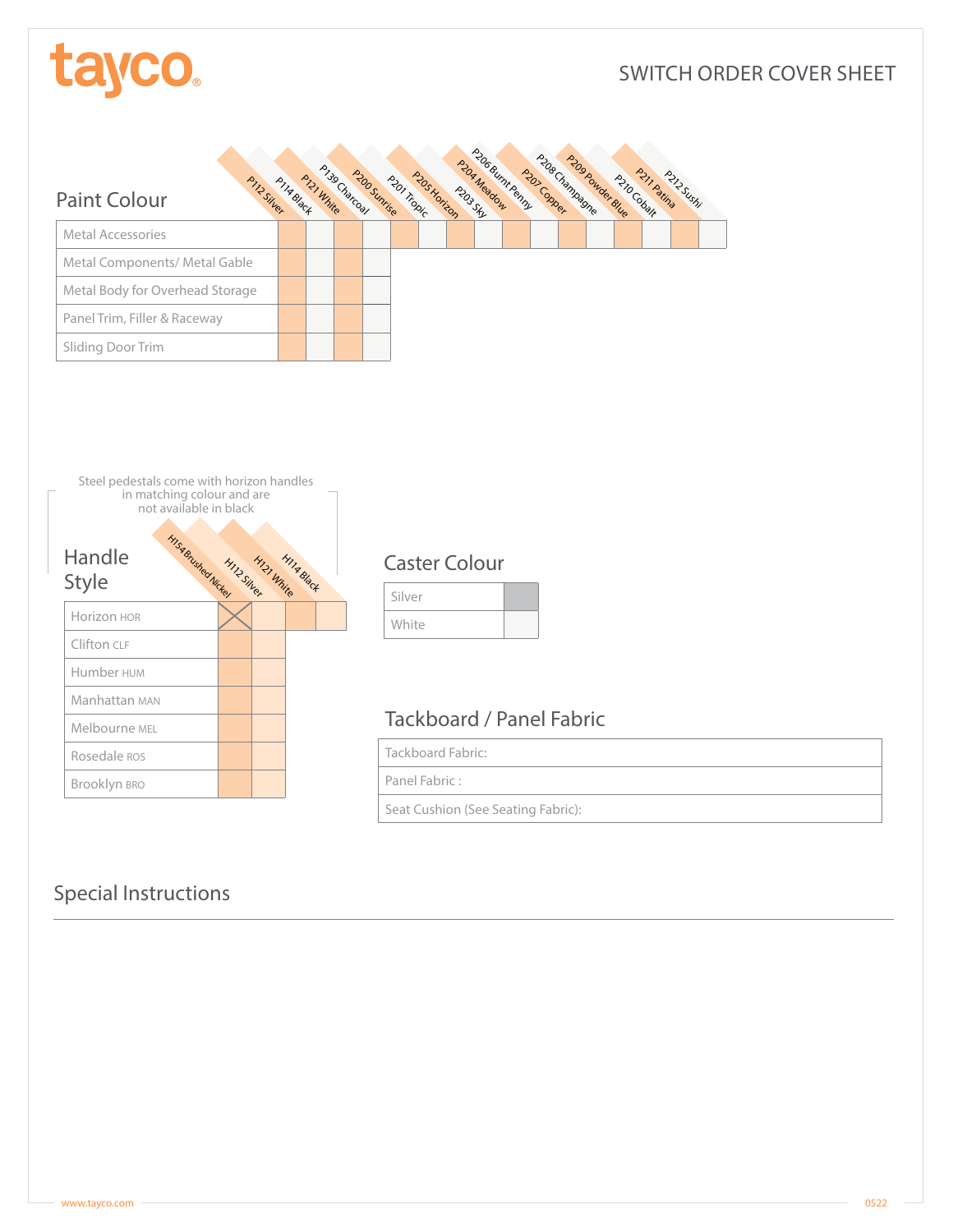# SWITCH ORDER COVER SHEET

## Paint Colour

| | P112 Silver | P114 Black | P121 White | P139 Charcoal | P200 Sunrise | P201 Tropic | P205 Horizon | P204 Meadow | P203 Sky | P206 Burnt Penny | P207 Copper | P208 Champagne | P209 Powder Blue | P210 Cobalt | P211 Patina | P212 Sushi |
|---|---|---|---|---|---|---|---|---|---|---|---|---|---|---|---|---|
| Metal Accessories | | | | | | | | | | | | | | | | |
| Metal Components/ Metal Gable | | | | | | | | | | | | | | | | |
| Metal Body for Overhead Storage | | | | | | | | | | | | | | | | |
| Panel Trim, Filler & Raceway | | | | | | | | | | | | | | | | |
| Sliding Door Trim | | | | | | | | | | | | | | | | |

## Handle Style

Steel pedestals come with horizon handles in matching colour and are not available in black

| | H154 Brushed Nickel | H112 Silver | H121 White | H114 Black |
|---|---|---|---|---|
| Horizon HOR | X | | | |
| Clifton CLF | | | | |
| Humber HUM | | | | |
| Manhattan MAN | | | | |
| Melbourne MEL | | | | |
| Rosedale ROS | | | | |
| Brooklyn BRO | | | | |

## Caster Colour

| | |
|---|---|
| Silver | |
| White | |

## Tackboard / Panel Fabric

| |
|---|
| Tackboard Fabric: |
| Panel Fabric : |
| Seat Cushion (See Seating Fabric): |

## Special Instructions

www.tayco.com

0522